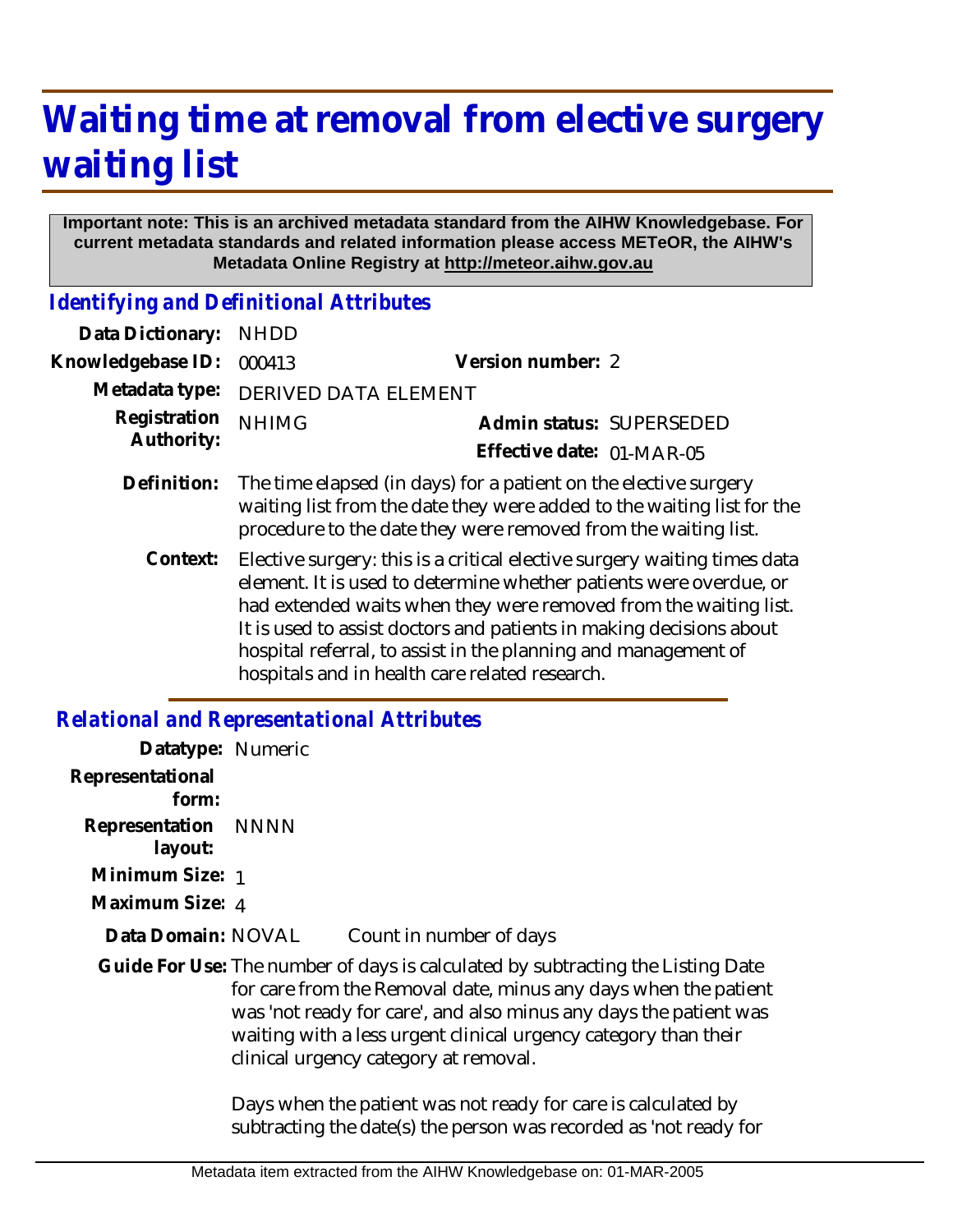# Waiting time at removal from elective surgery waiting list

**Important note: This is an archived metadata standard from the AIHW Knowledgebase. For current metadata standards and related information please access METeOR, the AIHW's Metadata Online Registry at http://meteor.aihw.gov.au**

## *Identifying and Definitional Attributes*

**Data Dictionary:** NHDD

**Knowledgebase ID:** 000413 **Version number:** 2

**Metadata type:** DERIVED DATA ELEMENT

**Registration Authority:** NHIMG **Admin status:** SUPERSEDED

**Effective date:** 01-MAR-05

**Definition:** The time elapsed (in days) for a patient on the elective surgery waiting list from the date they were added to the waiting list for the procedure to the date they were removed from the waiting list.

**Context:** Elective surgery: this is a critical elective surgery waiting times data element. It is used to determine whether patients were overdue, or had extended waits when they were removed from the waiting list. It is used to assist doctors and patients in making decisions about hospital referral, to assist in the planning and management of hospitals and in health care related research.

## *Relational and Representational Attributes*

**Datatype:** Numeric

**Representational form:**

**Representation layout:** NNNN

**Minimum Size:** 1

**Maximum Size:** 4

**Data Domain:** NOVAL Count in number of days

**Guide For Use:** The number of days is calculated by subtracting the Listing Date for care from the Removal date, minus any days when the patient was 'not ready for care', and also minus any days the patient was waiting with a less urgent clinical urgency category than their clinical urgency category at removal.

Days when the patient was not ready for care is calculated by subtracting the date(s) the person was recorded as 'not ready for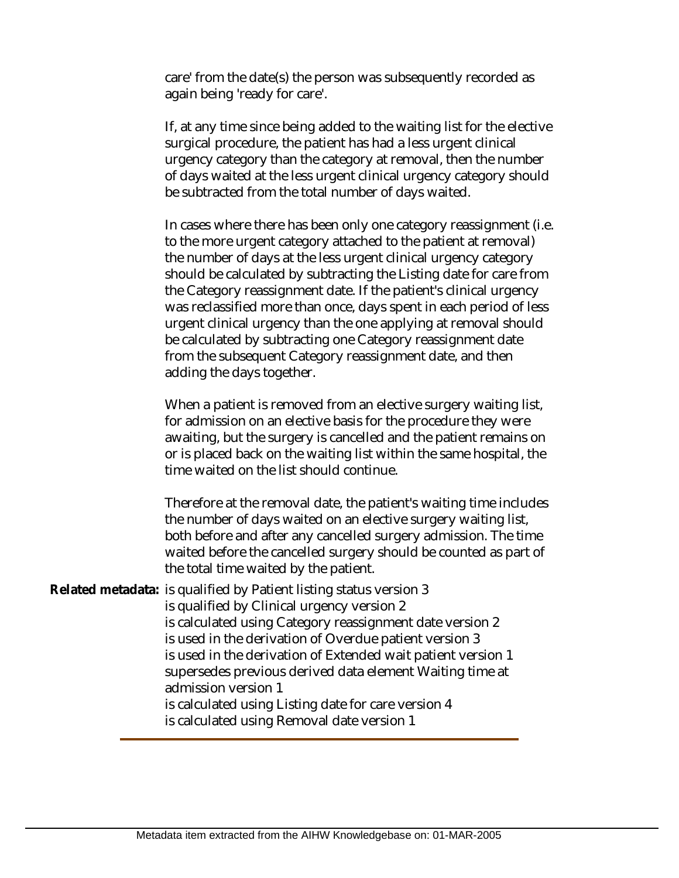care' from the date(s) the person was subsequently recorded as again being 'ready for care'.

If, at any time since being added to the waiting list for the elective surgical procedure, the patient has had a less urgent clinical urgency category than the category at removal, then the number of days waited at the less urgent clinical urgency category should be subtracted from the total number of days waited.

In cases where there has been only one category reassignment (i.e. to the more urgent category attached to the patient at removal) the number of days at the less urgent clinical urgency category should be calculated by subtracting the Listing date for care from the Category reassignment date. If the patient's clinical urgency was reclassified more than once, days spent in each period of less urgent clinical urgency than the one applying at removal should be calculated by subtracting one Category reassignment date from the subsequent Category reassignment date, and then adding the days together.

When a patient is removed from an elective surgery waiting list, for admission on an elective basis for the procedure they were awaiting, but the surgery is cancelled and the patient remains on or is placed back on the waiting list within the same hospital, the time waited on the list should continue.

Therefore at the removal date, the patient's waiting time includes the number of days waited on an elective surgery waiting list, both before and after any cancelled surgery admission. The time waited before the cancelled surgery should be counted as part of the total time waited by the patient.

**Related metadata:** is qualified by Patient listing status version 3
is qualified by Clinical urgency version 2
is calculated using Category reassignment date version 2
is used in the derivation of Overdue patient version 3
is used in the derivation of Extended wait patient version 1
supersedes previous derived data element Waiting time at admission version 1
is calculated using Listing date for care version 4
is calculated using Removal date version 1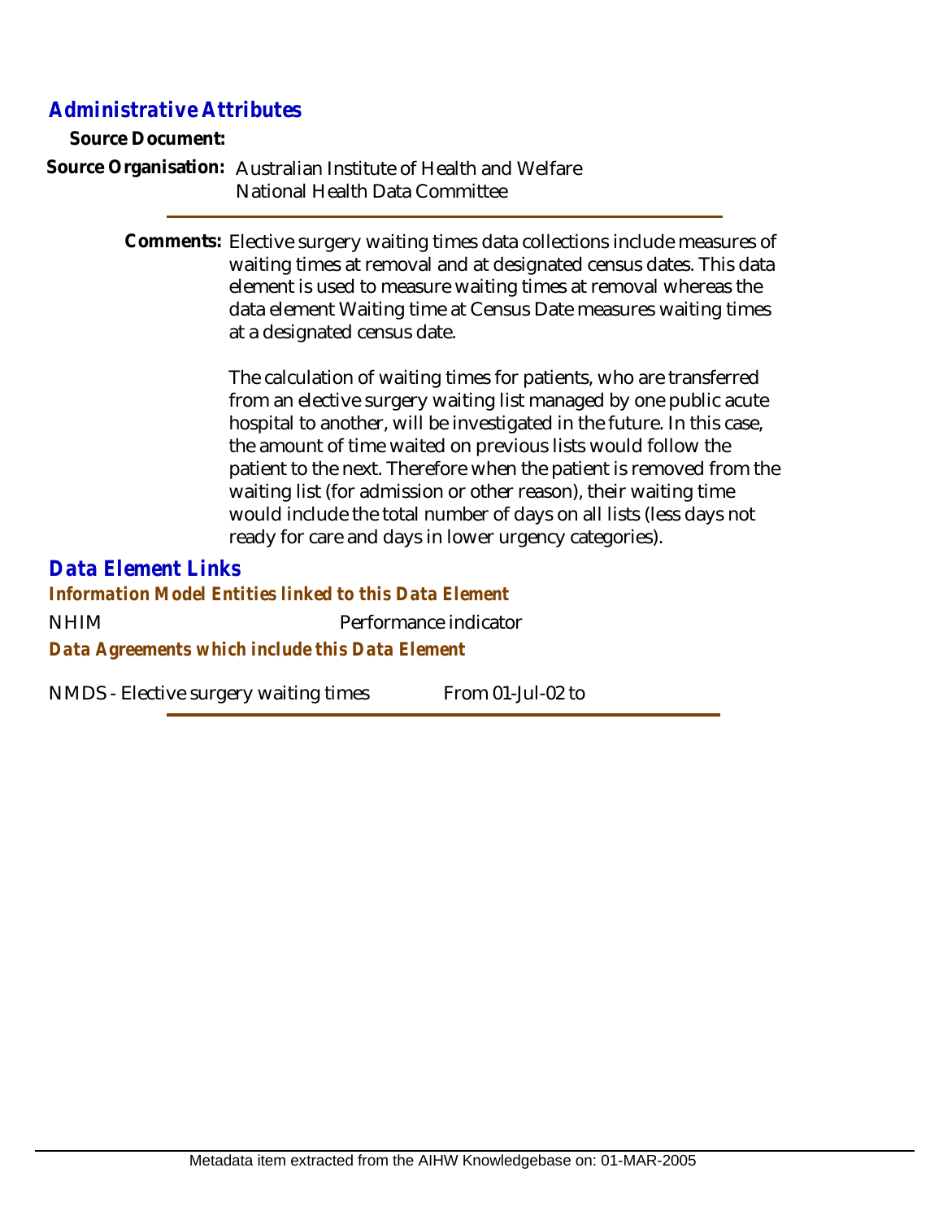## Administrative Attributes

**Source Document:**

**Source Organisation:** Australian Institute of Health and Welfare
National Health Data Committee

---

**Comments:** Elective surgery waiting times data collections include measures of waiting times at removal and at designated census dates. This data element is used to measure waiting times at removal whereas the data element Waiting time at Census Date measures waiting times at a designated census date.

The calculation of waiting times for patients, who are transferred from an elective surgery waiting list managed by one public acute hospital to another, will be investigated in the future. In this case, the amount of time waited on previous lists would follow the patient to the next. Therefore when the patient is removed from the waiting list (for admission or other reason), their waiting time would include the total number of days on all lists (less days not ready for care and days in lower urgency categories).

## Data Element Links

### Information Model Entities linked to this Data Element

NHIM    Performance indicator

### Data Agreements which include this Data Element

NMDS - Elective surgery waiting times    From 01-Jul-02 to

---

Metadata item extracted from the AIHW Knowledgebase on: 01-MAR-2005